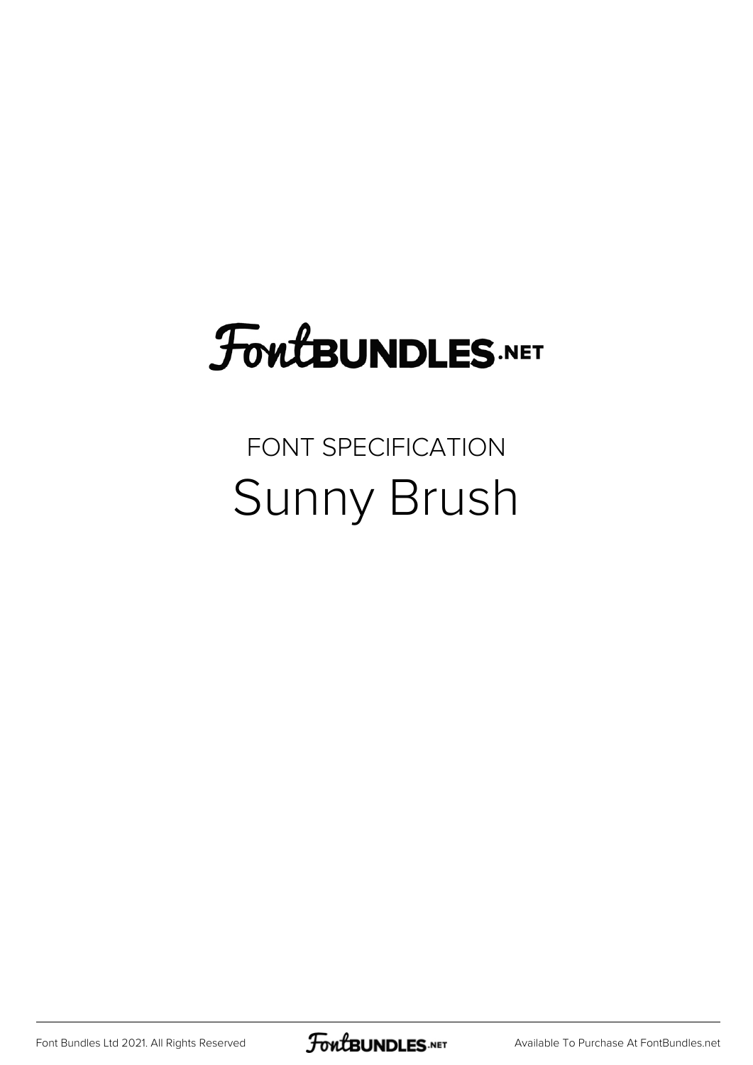# FontBUNDLES.NET

FONT SPECIFICATION

## Sunny Brush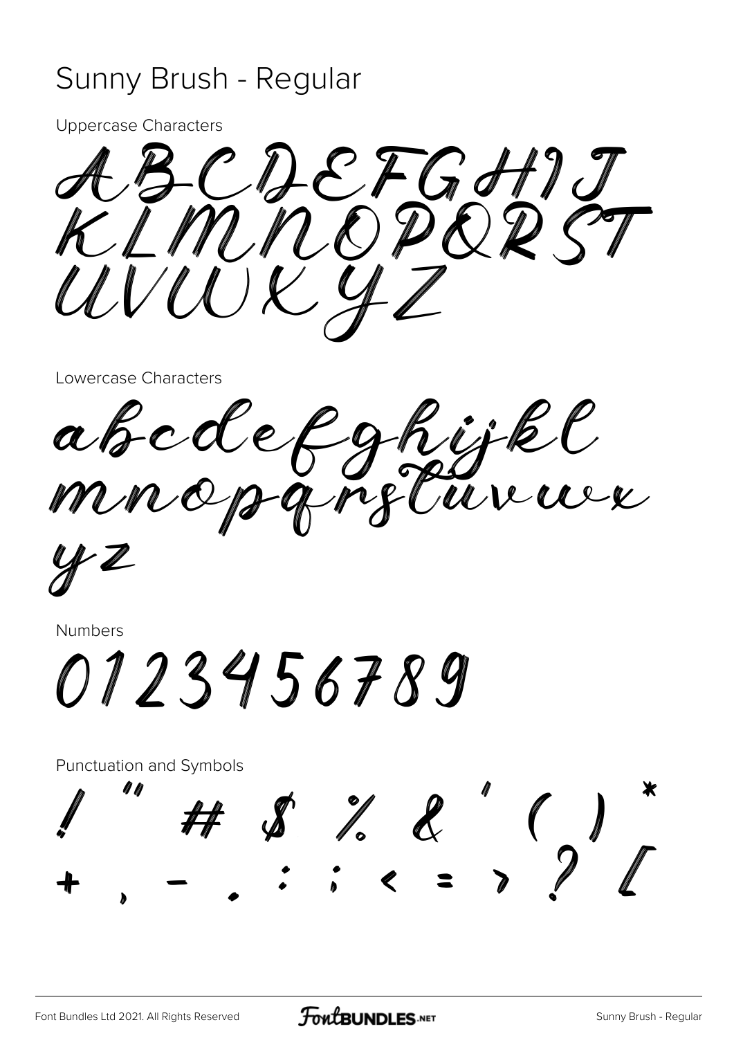# Sunny Brush - Regular

Uppercase Characters

ABCDEFGHIJ
KLMNOPQRST
UVWXYZ

Lowercase Characters

abcdefghijkl
mnopqrstuvwx
yz

Numbers

0123456789

Punctuation and Symbols

! " # $ % & ' ( ) *
+ , - . : ; < = > ? [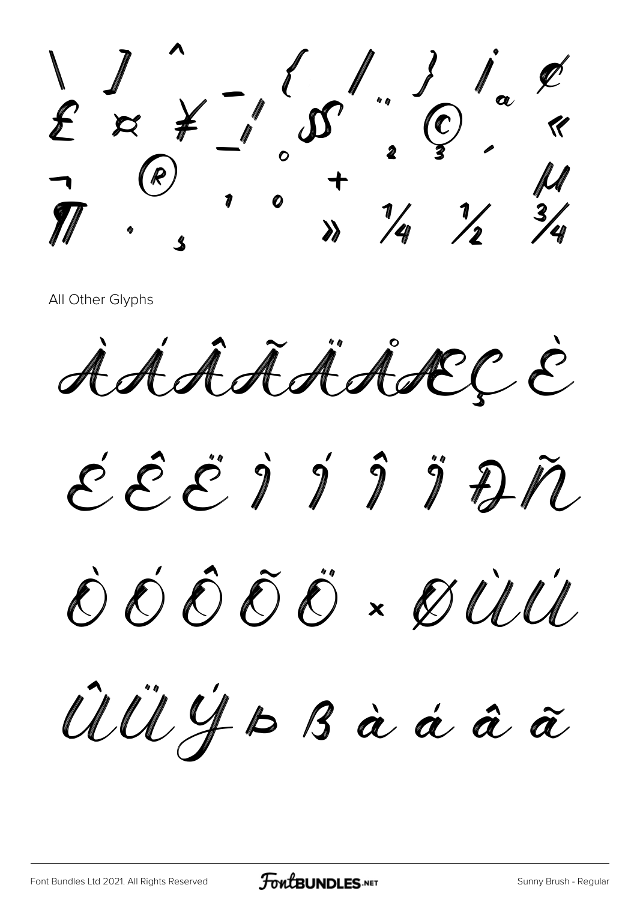\ ] ^ _ { | } ¡ ¢
£ ¤ ¥ ¦ § ¨ © ª «
¬ ® ¯ ° ± ² ³ ´ µ
¶ · ¸ ¹ º » ¼ ½ ¾

All Other Glyphs

À Á Â Ã Ä Å Æ Ç È

É Ê Ë Ì Í Î Ï Ð Ñ

Ò Ó Ô Õ Ö × Ø Ù Ú

Û Ü Ý Þ ß à á â ã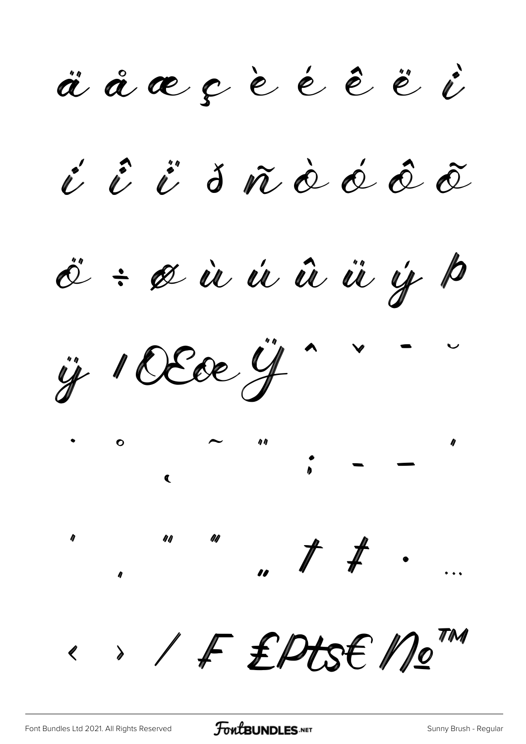ä å æ ç è é ê ë ì

í î ï ð ñ ò ó ô õ

ö ÷ ø ù ú û ü ý þ

ÿ ı Œ œ Ÿ ˆ ˇ ¯ ˘

˙ ˚ ¸ ˜ ˝ ; – — '

' ‚ " " „ † ‡ • …

‹ › ⁄ ₣ ₤ ₧ € № ™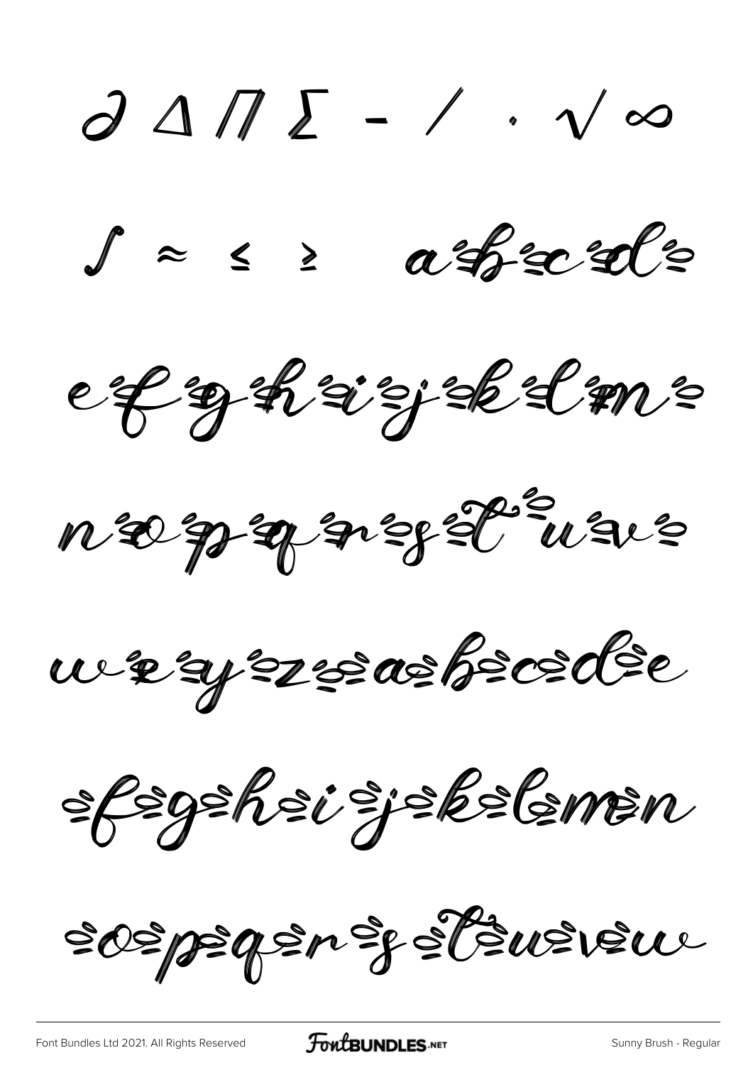∂ ∆ ∏ ∑ - ⁄ · √ ∞

∫ ≈ ≤ ≥ a b c d

e f g h i j k l m

n o p q r s t u v

w x y z a b c d e

f g h i j k l m n

o p q r s t u v w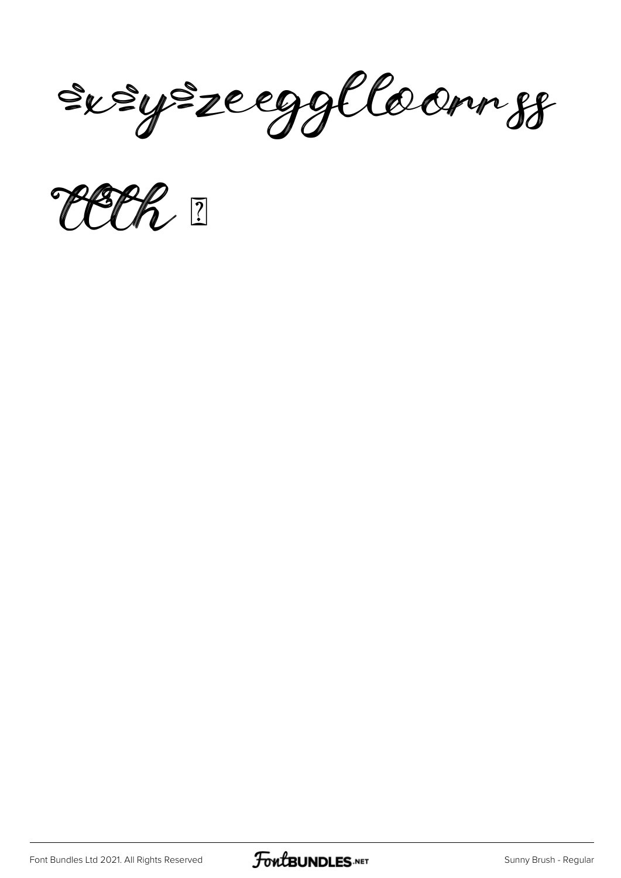≗x≗y≗zeeggllooorrss

ttth ?